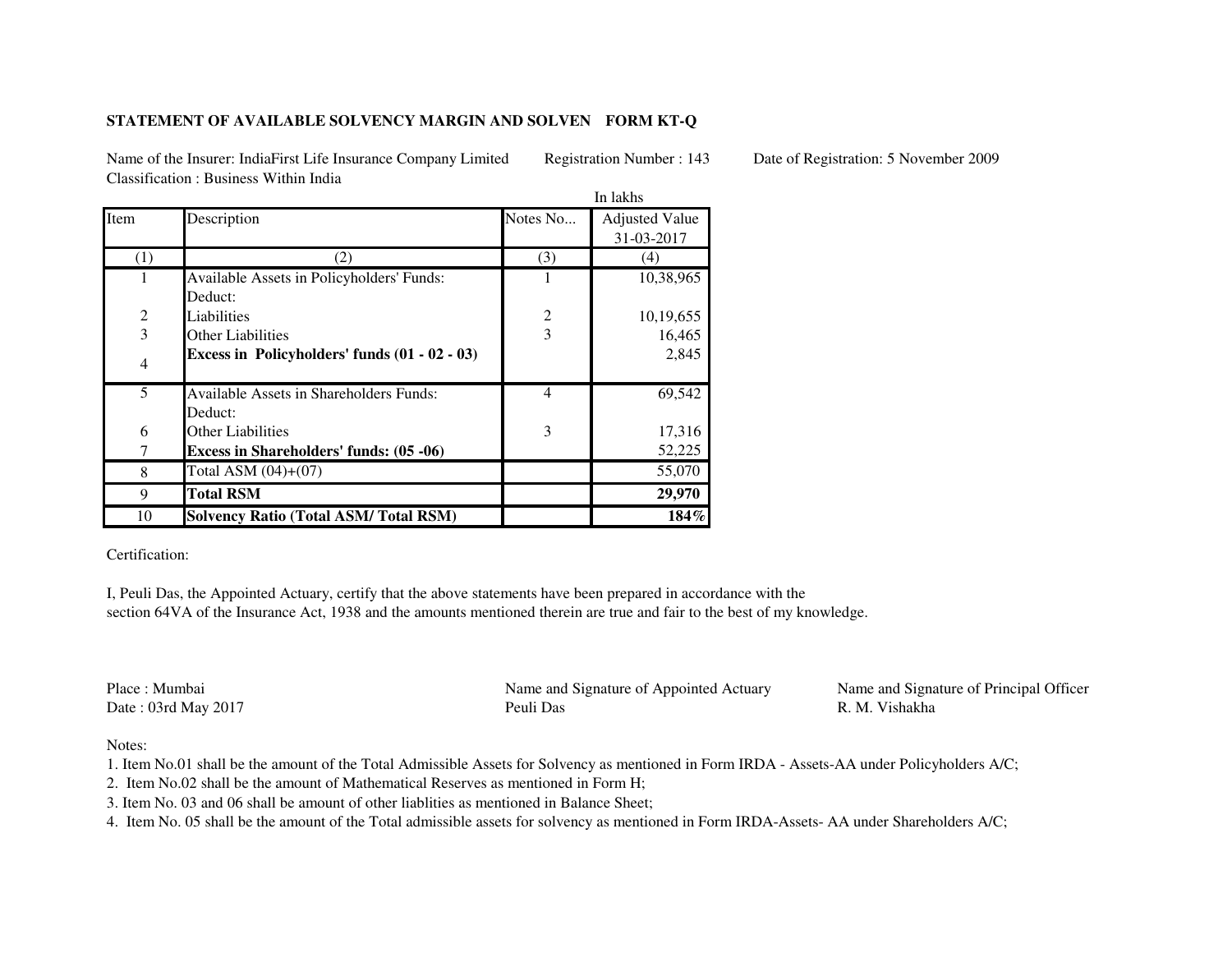**STATEMENT OF AVAILABLE SOLVENCY MARGIN AND SOLVEN FORM KT-Q**

Name of the Insurer: IndiaFirst Life Insurance Company Limited Registration Number : 143 Date of Registration: 5 November 2009
Classification : Business Within India

In lakhs

| Item | Description | Notes No... | Adjusted Value 31-03-2017 |
|---|---|---|---|
| (1) | (2) | (3) | (4) |
| 1 | Available Assets in Policyholders' Funds: | 1 | 10,38,965 |
| | Deduct: | | |
| 2 | Liabilities | 2 | 10,19,655 |
| 3 | Other Liabilities | 3 | 16,465 |
| 4 | **Excess in Policyholders' funds (01 - 02 - 03)** | | 2,845 |
| 5 | Available Assets in Shareholders Funds: | 4 | 69,542 |
| | Deduct: | | |
| 6 | Other Liabilities | 3 | 17,316 |
| 7 | **Excess in Shareholders' funds: (05 -06)** | | 52,225 |
| 8 | Total ASM (04)+(07) | | 55,070 |
| 9 | **Total RSM** | | **29,970** |
| 10 | **Solvency Ratio (Total ASM/ Total RSM)** | | **184%** |

Certification:

I, Peuli Das, the Appointed Actuary, certify that the above statements have been prepared in accordance with the section 64VA of the Insurance Act, 1938 and the amounts mentioned therein are true and fair to the best of my knowledge.

Place : Mumbai
Date : 03rd May 2017

Name and Signature of Appointed Actuary
Peuli Das

Name and Signature of Principal Officer
R. M. Vishakha

Notes:

1. Item No.01 shall be the amount of the Total Admissible Assets for Solvency as mentioned in Form IRDA - Assets-AA under Policyholders A/C;
2. Item No.02 shall be the amount of Mathematical Reserves as mentioned in Form H;
3. Item No. 03 and 06 shall be amount of other liablities as mentioned in Balance Sheet;
4. Item No. 05 shall be the amount of the Total admissible assets for solvency as mentioned in Form IRDA-Assets- AA under Shareholders A/C;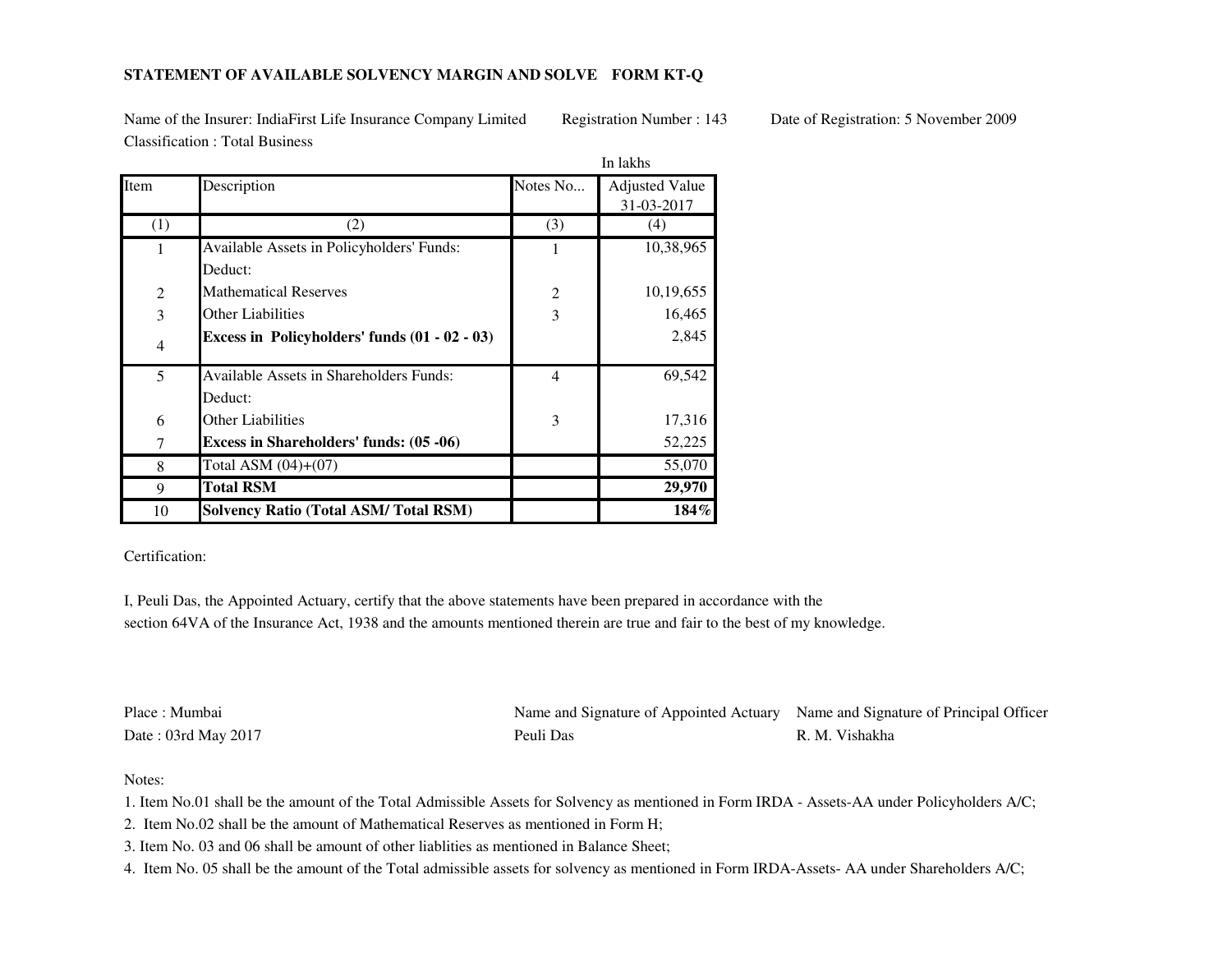**STATEMENT OF AVAILABLE SOLVENCY MARGIN AND SOLVE FORM KT-Q**

Name of the Insurer: IndiaFirst Life Insurance Company Limited Registration Number : 143 Date of Registration: 5 November 2009

Classification : Total Business

In lakhs

| Item | Description | Notes No... | Adjusted Value 31-03-2017 |
|---|---|---|---|
| (1) | (2) | (3) | (4) |
| 1 | Available Assets in Policyholders' Funds: | 1 | 10,38,965 |
| | Deduct: | | |
| 2 | Mathematical Reserves | 2 | 10,19,655 |
| 3 | Other Liabilities | 3 | 16,465 |
| 4 | **Excess in Policyholders' funds (01 - 02 - 03)** | | 2,845 |
| 5 | Available Assets in Shareholders Funds: | 4 | 69,542 |
| | Deduct: | | |
| 6 | Other Liabilities | 3 | 17,316 |
| 7 | **Excess in Shareholders' funds: (05 -06)** | | 52,225 |
| 8 | Total ASM (04)+(07) | | 55,070 |
| 9 | **Total RSM** | | **29,970** |
| 10 | **Solvency Ratio (Total ASM/ Total RSM)** | | **184%** |

Certification:

I, Peuli Das, the Appointed Actuary, certify that the above statements have been prepared in accordance with the section 64VA of the Insurance Act, 1938 and the amounts mentioned therein are true and fair to the best of my knowledge.

Place : Mumbai
Date : 03rd May 2017

Name and Signature of Appointed Actuary
Peuli Das

Name and Signature of Principal Officer
R. M. Vishakha

Notes:

1. Item No.01 shall be the amount of the Total Admissible Assets for Solvency as mentioned in Form IRDA - Assets-AA under Policyholders A/C;
2. Item No.02 shall be the amount of Mathematical Reserves as mentioned in Form H;
3. Item No. 03 and 06 shall be amount of other liablities as mentioned in Balance Sheet;
4. Item No. 05 shall be the amount of the Total admissible assets for solvency as mentioned in Form IRDA-Assets- AA under Shareholders A/C;